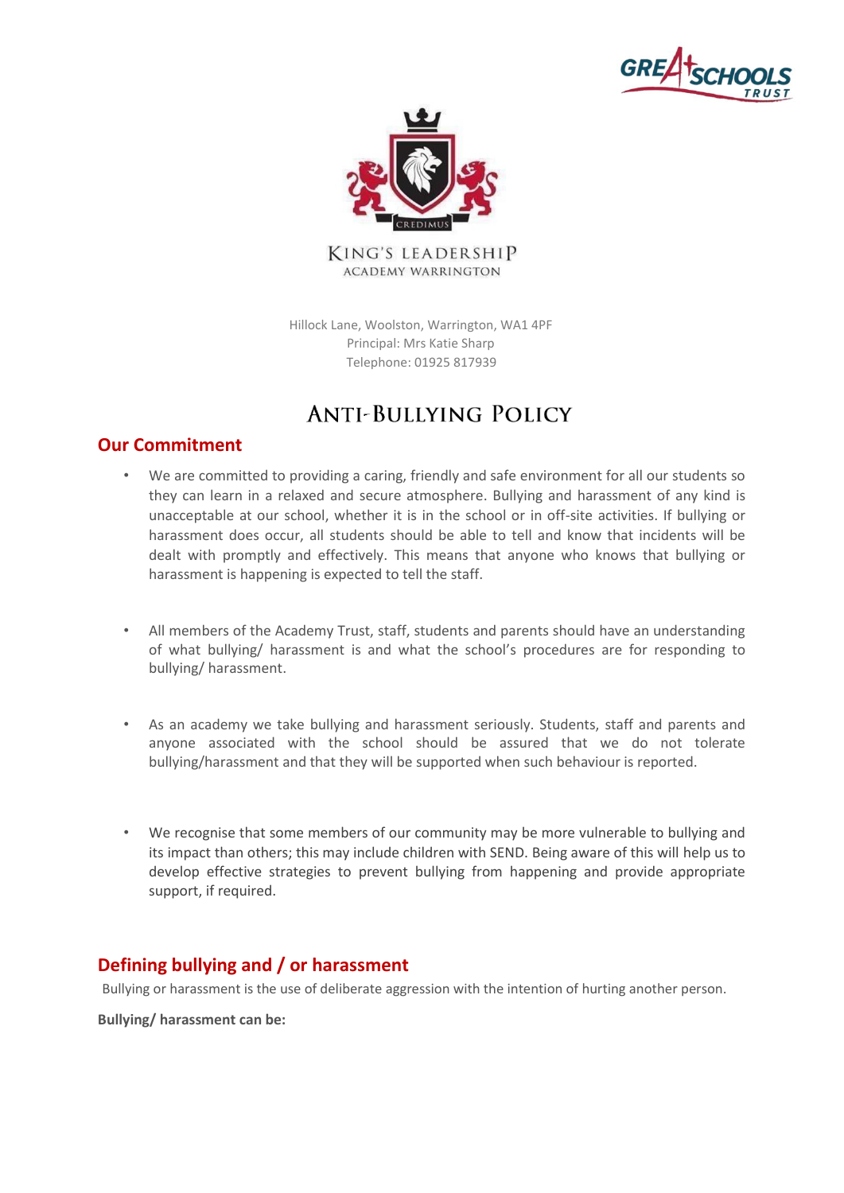KING'S LEADERSHIP
ACADEMY WARRINGTON

Hillock Lane, Woolston, Warrington, WA1 4PF
Principal: Mrs Katie Sharp
Telephone: 01925 817939

# Anti-Bullying Policy

## Our Commitment

- We are committed to providing a caring, friendly and safe environment for all our students so they can learn in a relaxed and secure atmosphere. Bullying and harassment of any kind is unacceptable at our school, whether it is in the school or in off-site activities. If bullying or harassment does occur, all students should be able to tell and know that incidents will be dealt with promptly and effectively. This means that anyone who knows that bullying or harassment is happening is expected to tell the staff.

- All members of the Academy Trust, staff, students and parents should have an understanding of what bullying/ harassment is and what the school's procedures are for responding to bullying/ harassment.

- As an academy we take bullying and harassment seriously. Students, staff and parents and anyone associated with the school should be assured that we do not tolerate bullying/harassment and that they will be supported when such behaviour is reported.

- We recognise that some members of our community may be more vulnerable to bullying and its impact than others; this may include children with SEND. Being aware of this will help us to develop effective strategies to prevent bullying from happening and provide appropriate support, if required.

## Defining bullying and / or harassment

Bullying or harassment is the use of deliberate aggression with the intention of hurting another person.

**Bullying/ harassment can be:**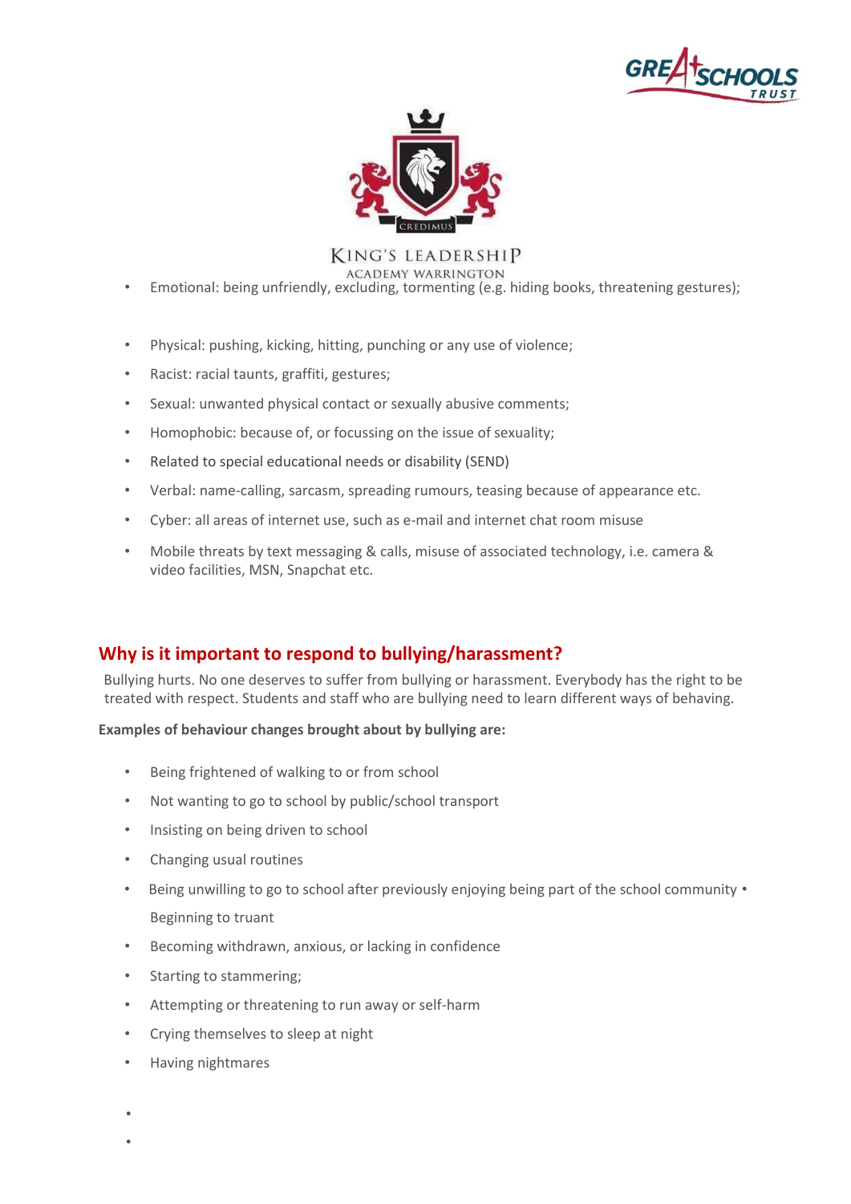- Emotional: being unfriendly, excluding, tormenting (e.g. hiding books, threatening gestures);
- Physical: pushing, kicking, hitting, punching or any use of violence;
- Racist: racial taunts, graffiti, gestures;
- Sexual: unwanted physical contact or sexually abusive comments;
- Homophobic: because of, or focussing on the issue of sexuality;
- Related to special educational needs or disability (SEND)
- Verbal: name-calling, sarcasm, spreading rumours, teasing because of appearance etc.
- Cyber: all areas of internet use, such as e-mail and internet chat room misuse
- Mobile threats by text messaging & calls, misuse of associated technology, i.e. camera & video facilities, MSN, Snapchat etc.

## Why is it important to respond to bullying/harassment?

Bullying hurts. No one deserves to suffer from bullying or harassment. Everybody has the right to be treated with respect. Students and staff who are bullying need to learn different ways of behaving.

**Examples of behaviour changes brought about by bullying are:**

- Being frightened of walking to or from school
- Not wanting to go to school by public/school transport
- Insisting on being driven to school
- Changing usual routines
- Being unwilling to go to school after previously enjoying being part of the school community
- Beginning to truant
- Becoming withdrawn, anxious, or lacking in confidence
- Starting to stammering;
- Attempting or threatening to run away or self-harm
- Crying themselves to sleep at night
- Having nightmares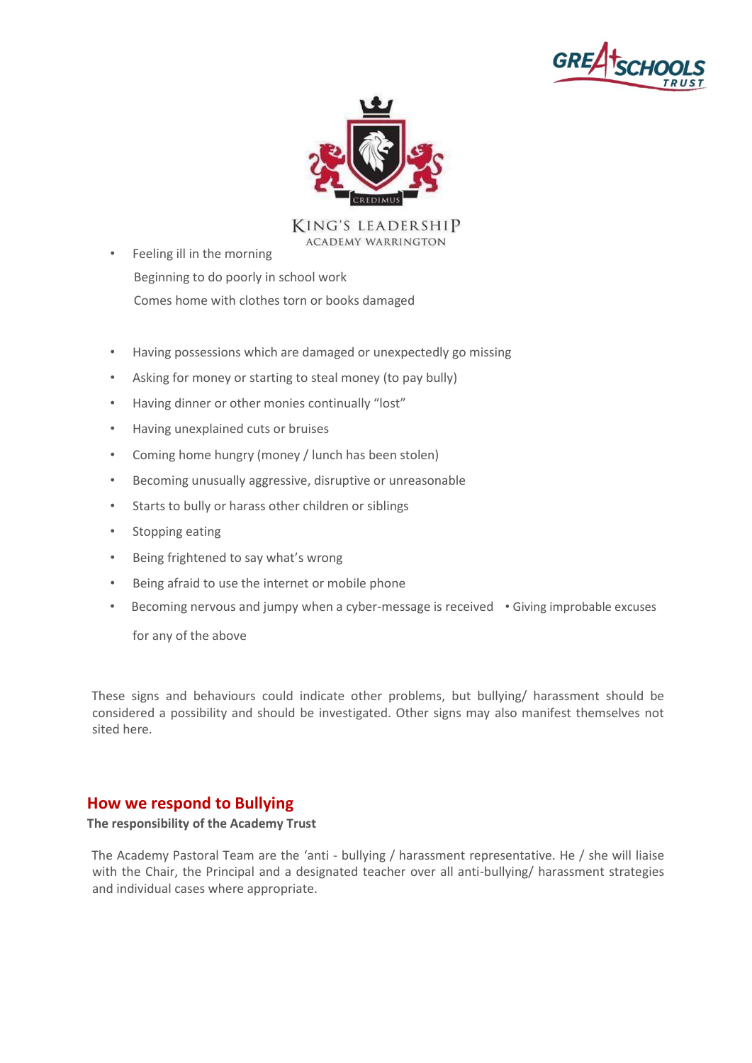- Feeling ill in the morning
  Beginning to do poorly in school work
  Comes home with clothes torn or books damaged

- Having possessions which are damaged or unexpectedly go missing
- Asking for money or starting to steal money (to pay bully)
- Having dinner or other monies continually "lost"
- Having unexplained cuts or bruises
- Coming home hungry (money / lunch has been stolen)
- Becoming unusually aggressive, disruptive or unreasonable
- Starts to bully or harass other children or siblings
- Stopping eating
- Being frightened to say what's wrong
- Being afraid to use the internet or mobile phone
- Becoming nervous and jumpy when a cyber-message is received
- Giving improbable excuses for any of the above

These signs and behaviours could indicate other problems, but bullying/ harassment should be considered a possibility and should be investigated. Other signs may also manifest themselves not sited here.

## How we respond to Bullying

**The responsibility of the Academy Trust**

The Academy Pastoral Team are the 'anti - bullying / harassment representative. He / she will liaise with the Chair, the Principal and a designated teacher over all anti-bullying/ harassment strategies and individual cases where appropriate.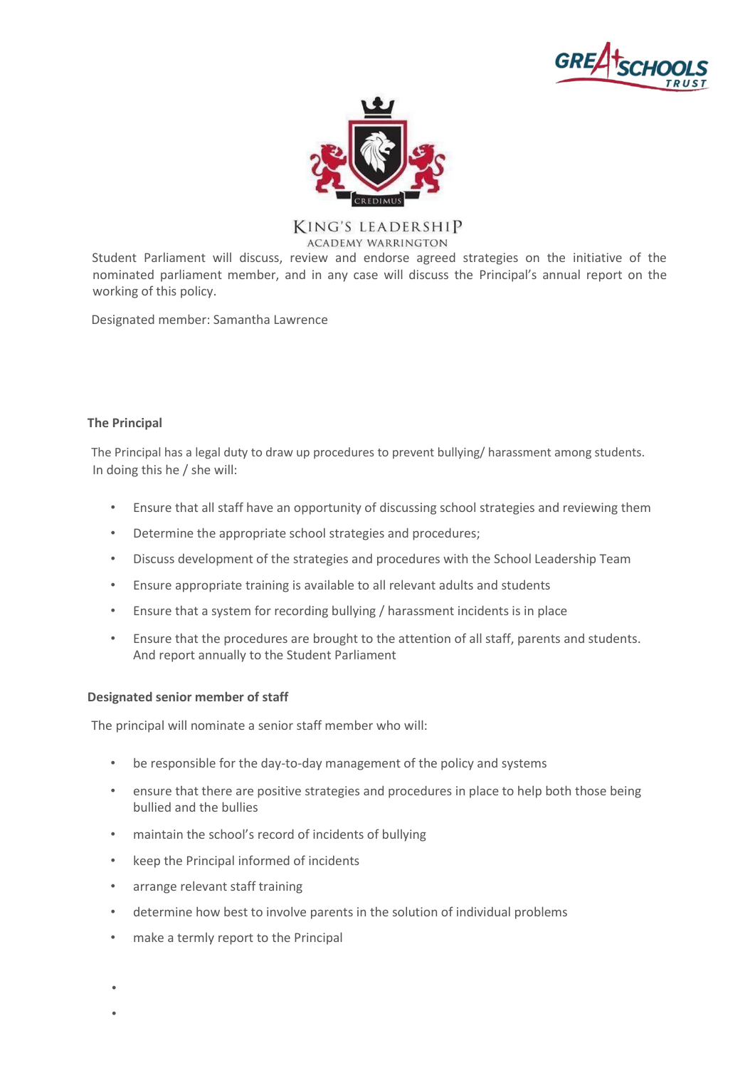Student Parliament will discuss, review and endorse agreed strategies on the initiative of the nominated parliament member, and in any case will discuss the Principal's annual report on the working of this policy.

Designated member: Samantha Lawrence

**The Principal**

The Principal has a legal duty to draw up procedures to prevent bullying/ harassment among students. In doing this he / she will:

- Ensure that all staff have an opportunity of discussing school strategies and reviewing them
- Determine the appropriate school strategies and procedures;
- Discuss development of the strategies and procedures with the School Leadership Team
- Ensure appropriate training is available to all relevant adults and students
- Ensure that a system for recording bullying / harassment incidents is in place
- Ensure that the procedures are brought to the attention of all staff, parents and students. And report annually to the Student Parliament

**Designated senior member of staff**

The principal will nominate a senior staff member who will:

- be responsible for the day-to-day management of the policy and systems
- ensure that there are positive strategies and procedures in place to help both those being bullied and the bullies
- maintain the school's record of incidents of bullying
- keep the Principal informed of incidents
- arrange relevant staff training
- determine how best to involve parents in the solution of individual problems
- make a termly report to the Principal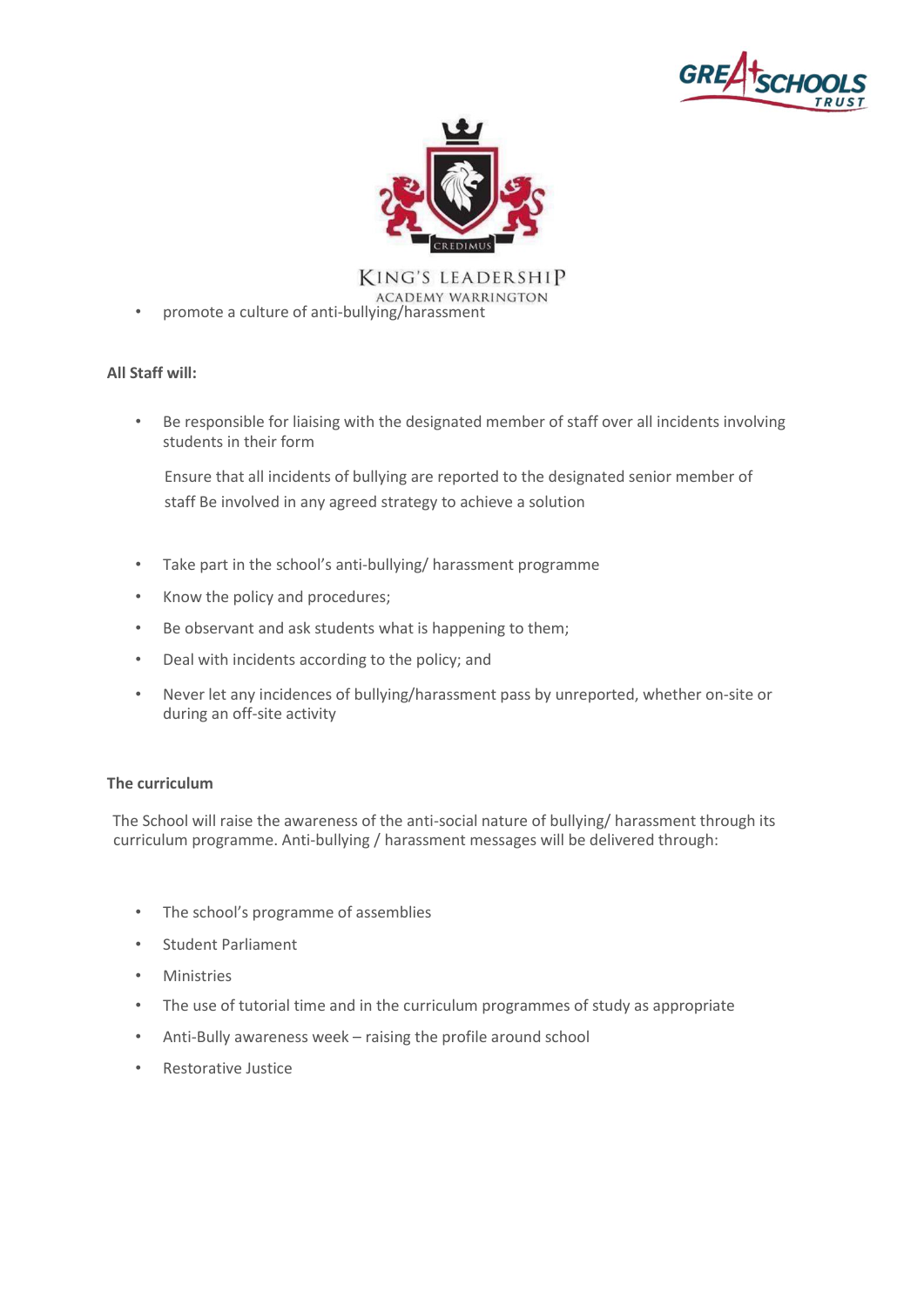- promote a culture of anti-bullying/harassment

**All Staff will:**

- Be responsible for liaising with the designated member of staff over all incidents involving students in their form

  Ensure that all incidents of bullying are reported to the designated senior member of staff Be involved in any agreed strategy to achieve a solution

- Take part in the school's anti-bullying/ harassment programme
- Know the policy and procedures;
- Be observant and ask students what is happening to them;
- Deal with incidents according to the policy; and
- Never let any incidences of bullying/harassment pass by unreported, whether on-site or during an off-site activity

**The curriculum**

The School will raise the awareness of the anti-social nature of bullying/ harassment through its curriculum programme. Anti-bullying / harassment messages will be delivered through:

- The school's programme of assemblies
- Student Parliament
- Ministries
- The use of tutorial time and in the curriculum programmes of study as appropriate
- Anti-Bully awareness week – raising the profile around school
- Restorative Justice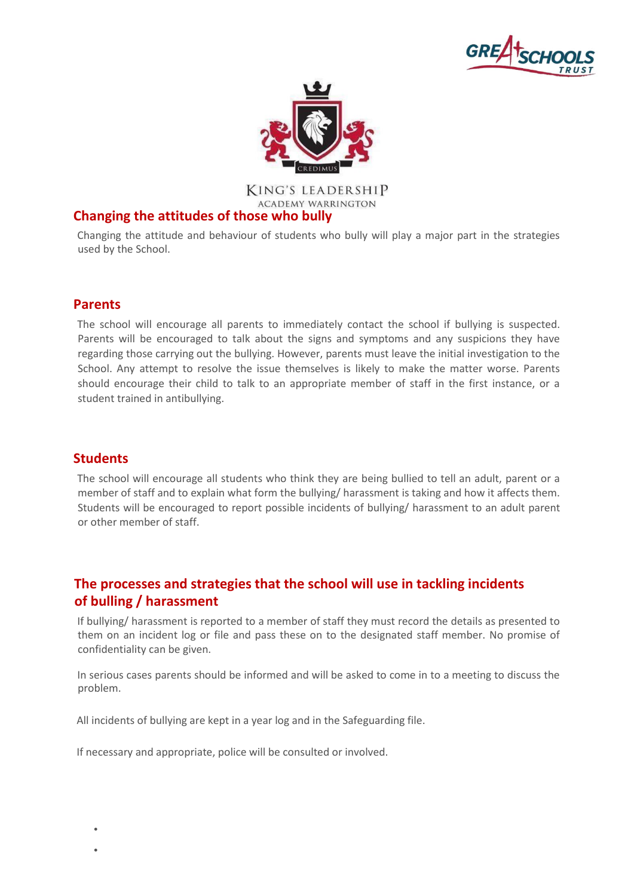## Changing the attitudes of those who bully

Changing the attitude and behaviour of students who bully will play a major part in the strategies used by the School.

## Parents

The school will encourage all parents to immediately contact the school if bullying is suspected. Parents will be encouraged to talk about the signs and symptoms and any suspicions they have regarding those carrying out the bullying. However, parents must leave the initial investigation to the School. Any attempt to resolve the issue themselves is likely to make the matter worse. Parents should encourage their child to talk to an appropriate member of staff in the first instance, or a student trained in antibullying.

## Students

The school will encourage all students who think they are being bullied to tell an adult, parent or a member of staff and to explain what form the bullying/ harassment is taking and how it affects them. Students will be encouraged to report possible incidents of bullying/ harassment to an adult parent or other member of staff.

## The processes and strategies that the school will use in tackling incidents of bulling / harassment

If bullying/ harassment is reported to a member of staff they must record the details as presented to them on an incident log or file and pass these on to the designated staff member. No promise of confidentiality can be given.

In serious cases parents should be informed and will be asked to come in to a meeting to discuss the problem.

All incidents of bullying are kept in a year log and in the Safeguarding file.

If necessary and appropriate, police will be consulted or involved.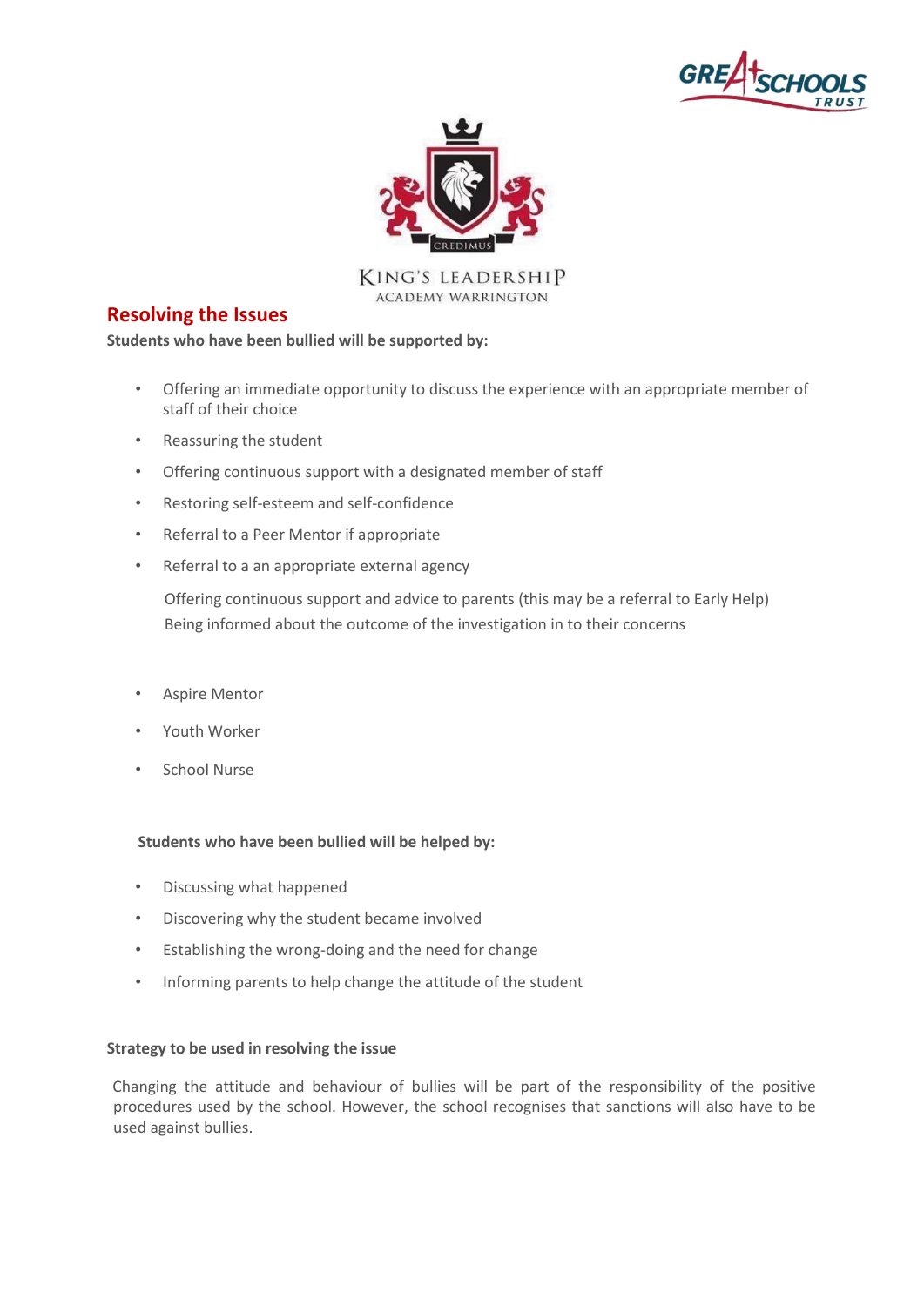## Resolving the Issues

**Students who have been bullied will be supported by:**

- Offering an immediate opportunity to discuss the experience with an appropriate member of staff of their choice
- Reassuring the student
- Offering continuous support with a designated member of staff
- Restoring self-esteem and self-confidence
- Referral to a Peer Mentor if appropriate
- Referral to a an appropriate external agency

Offering continuous support and advice to parents (this may be a referral to Early Help)
Being informed about the outcome of the investigation in to their concerns

- Aspire Mentor
- Youth Worker
- School Nurse

**Students who have been bullied will be helped by:**

- Discussing what happened
- Discovering why the student became involved
- Establishing the wrong-doing and the need for change
- Informing parents to help change the attitude of the student

**Strategy to be used in resolving the issue**

Changing the attitude and behaviour of bullies will be part of the responsibility of the positive procedures used by the school. However, the school recognises that sanctions will also have to be used against bullies.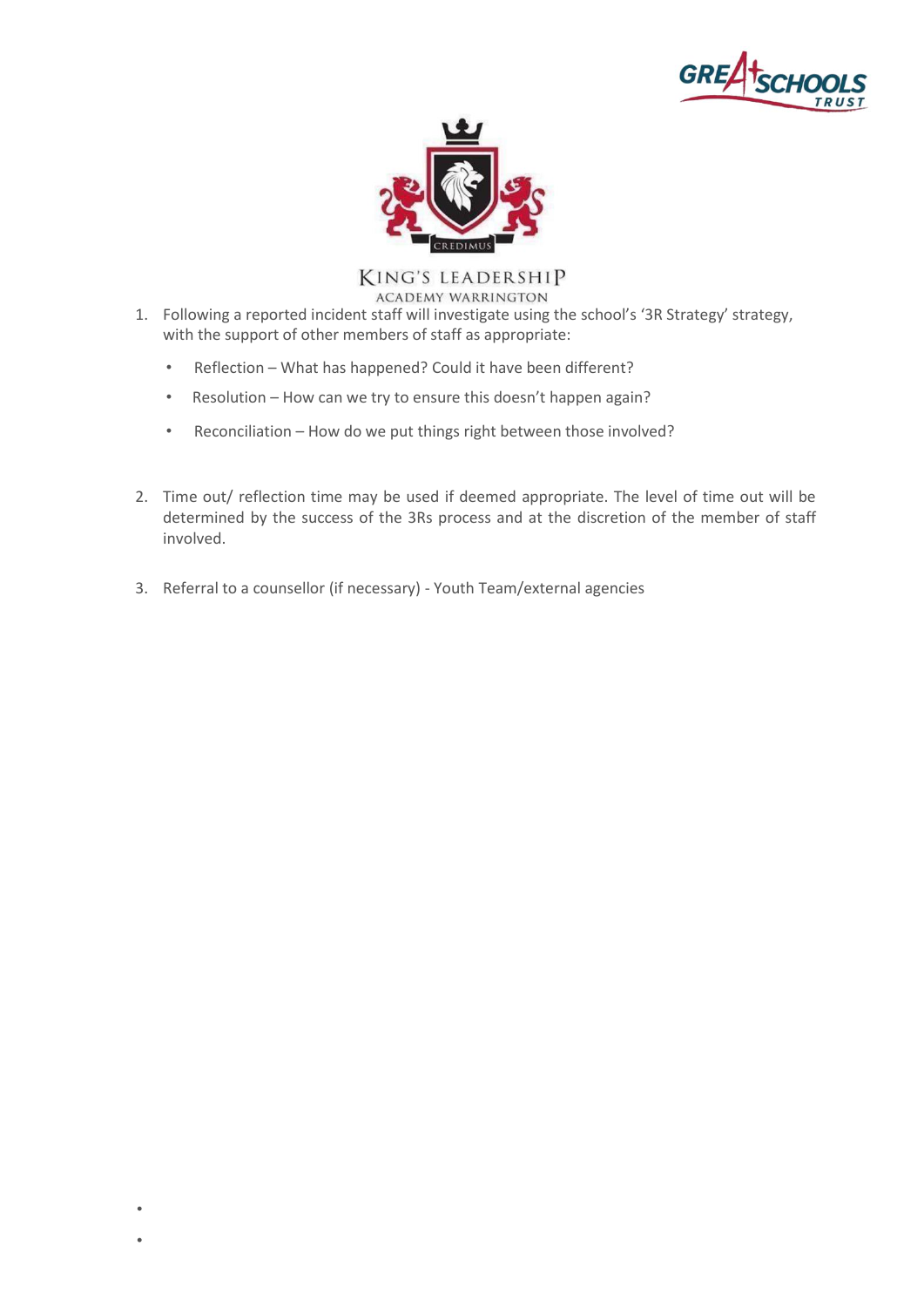1. Following a reported incident staff will investigate using the school's '3R Strategy' strategy, with the support of other members of staff as appropriate:

    - Reflection – What has happened? Could it have been different?
    - Resolution – How can we try to ensure this doesn't happen again?
    - Reconciliation – How do we put things right between those involved?

2. Time out/ reflection time may be used if deemed appropriate. The level of time out will be determined by the success of the 3Rs process and at the discretion of the member of staff involved.

3. Referral to a counsellor (if necessary) - Youth Team/external agencies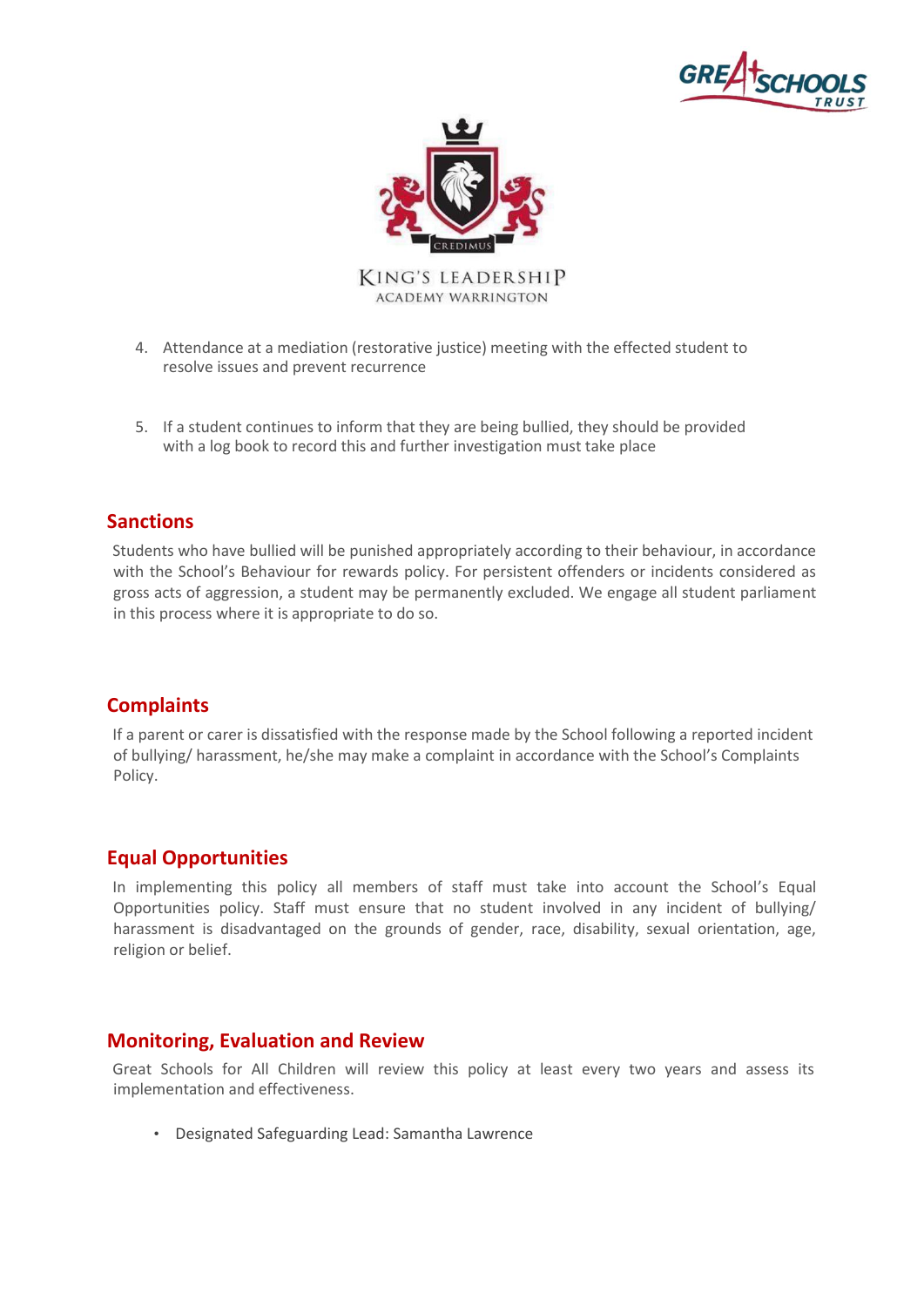4. Attendance at a mediation (restorative justice) meeting with the effected student to resolve issues and prevent recurrence

5. If a student continues to inform that they are being bullied, they should be provided with a log book to record this and further investigation must take place

## Sanctions

Students who have bullied will be punished appropriately according to their behaviour, in accordance with the School's Behaviour for rewards policy. For persistent offenders or incidents considered as gross acts of aggression, a student may be permanently excluded. We engage all student parliament in this process where it is appropriate to do so.

## Complaints

If a parent or carer is dissatisfied with the response made by the School following a reported incident of bullying/ harassment, he/she may make a complaint in accordance with the School's Complaints Policy.

## Equal Opportunities

In implementing this policy all members of staff must take into account the School's Equal Opportunities policy. Staff must ensure that no student involved in any incident of bullying/ harassment is disadvantaged on the grounds of gender, race, disability, sexual orientation, age, religion or belief.

## Monitoring, Evaluation and Review

Great Schools for All Children will review this policy at least every two years and assess its implementation and effectiveness.

- Designated Safeguarding Lead: Samantha Lawrence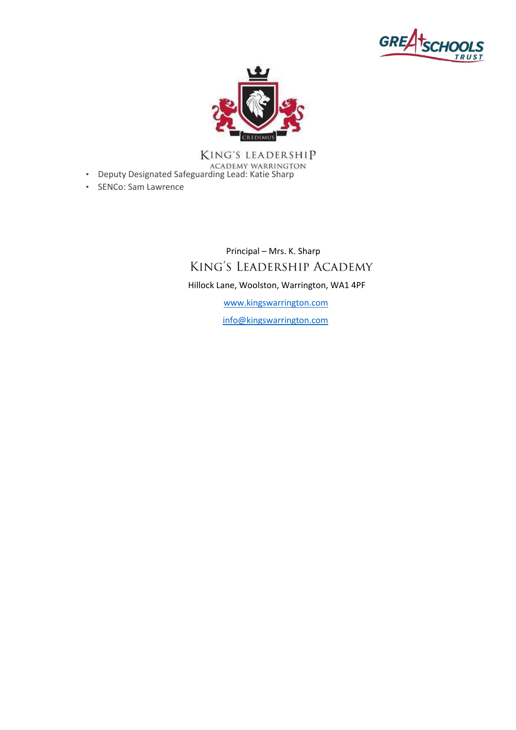- Deputy Designated Safeguarding Lead: Katie Sharp
- SENCo: Sam Lawrence

Principal – Mrs. K. Sharp

KING'S LEADERSHIP ACADEMY

Hillock Lane, Woolston, Warrington, WA1 4PF

www.kingswarrington.com

info@kingswarrington.com